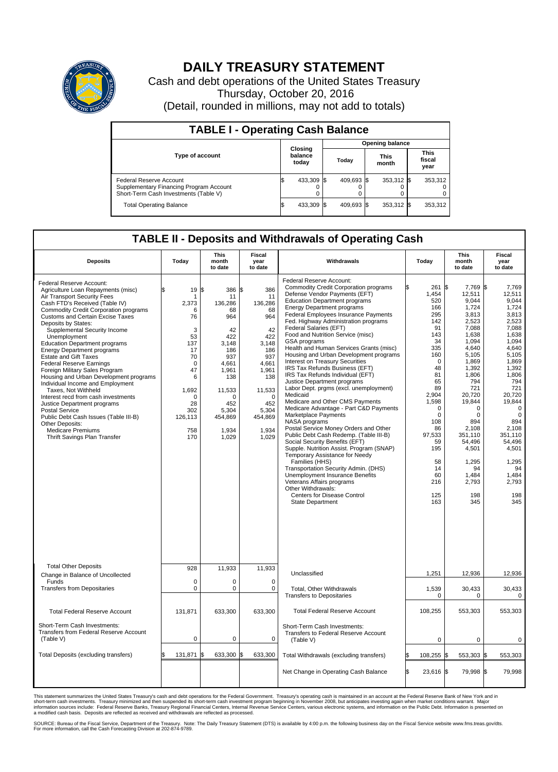# DAILY TREASURY STATEMENT

Cash and debt operations of the United States Treasury

Thursday, October 20, 2016

(Detail, rounded in millions, may not add to totals)

## TABLE I - Operating Cash Balance

| Type of account | Closing balance today | Opening balance Today | Opening balance This month | Opening balance This fiscal year |
|---|---|---|---|---|
| Federal Reserve Account | $ 433,309 | $ 409,693 | $ 353,312 | $ 353,312 |
| Supplementary Financing Program Account | 0 | 0 | 0 | 0 |
| Short-Term Cash Investments (Table V) | 0 | 0 | 0 | 0 |
| Total Operating Balance | $ 433,309 | $ 409,693 | $ 353,312 | $ 353,312 |

## TABLE II - Deposits and Withdrawals of Operating Cash

| Deposits | Today | This month to date | Fiscal year to date |
|---|---|---|---|
| Federal Reserve Account: | | | |
| Agriculture Loan Repayments (misc) | $ 19 | $ 386 | $ 386 |
| Air Transport Security Fees | 1 | 11 | 11 |
| Cash FTD's Received (Table IV) | 2,373 | 136,286 | 136,286 |
| Commodity Credit Corporation programs | 6 | 68 | 68 |
| Customs and Certain Excise Taxes | 76 | 964 | 964 |
| Deposits by States: | | | |
| Supplemental Security Income | 3 | 42 | 42 |
| Unemployment | 53 | 422 | 422 |
| Education Department programs | 137 | 3,148 | 3,148 |
| Energy Department programs | 17 | 186 | 186 |
| Estate and Gift Taxes | 70 | 937 | 937 |
| Federal Reserve Earnings | 0 | 4,661 | 4,661 |
| Foreign Military Sales Program | 47 | 1,961 | 1,961 |
| Housing and Urban Development programs | 6 | 138 | 138 |
| Individual Income and Employment Taxes, Not Withheld | 1,692 | 11,533 | 11,533 |
| Interest recd from cash investments | 0 | 0 | 0 |
| Justice Department programs | 28 | 452 | 452 |
| Postal Service | 302 | 5,304 | 5,304 |
| Public Debt Cash Issues (Table III-B) | 126,113 | 454,869 | 454,869 |
| Other Deposits: | | | |
| Medicare Premiums | 758 | 1,934 | 1,934 |
| Thrift Savings Plan Transfer | 170 | 1,029 | 1,029 |
| Total Other Deposits | 928 | 11,933 | 11,933 |
| Change in Balance of Uncollected Funds | 0 | 0 | 0 |
| Transfers from Depositaries | 0 | 0 | 0 |
| Total Federal Reserve Account | 131,871 | 633,300 | 633,300 |
| Short-Term Cash Investments: Transfers from Federal Reserve Account (Table V) | 0 | 0 | 0 |
| Total Deposits (excluding transfers) | $ 131,871 | $ 633,300 | $ 633,300 |

| Withdrawals | Today | This month to date | Fiscal year to date |
|---|---|---|---|
| Federal Reserve Account: | | | |
| Commodity Credit Corporation programs | $ 261 | $ 7,769 | $ 7,769 |
| Defense Vendor Payments (EFT) | 1,454 | 12,511 | 12,511 |
| Education Department programs | 520 | 9,044 | 9,044 |
| Energy Department programs | 166 | 1,724 | 1,724 |
| Federal Employees Insurance Payments | 295 | 3,813 | 3,813 |
| Fed. Highway Administration programs | 142 | 2,523 | 2,523 |
| Federal Salaries (EFT) | 91 | 7,088 | 7,088 |
| Food and Nutrition Service (misc) | 143 | 1,638 | 1,638 |
| GSA programs | 34 | 1,094 | 1,094 |
| Health and Human Services Grants (misc) | 335 | 4,640 | 4,640 |
| Housing and Urban Development programs | 160 | 5,105 | 5,105 |
| Interest on Treasury Securities | 0 | 1,869 | 1,869 |
| IRS Tax Refunds Business (EFT) | 48 | 1,392 | 1,392 |
| IRS Tax Refunds Individual (EFT) | 81 | 1,806 | 1,806 |
| Justice Department programs | 65 | 794 | 794 |
| Labor Dept. prgms (excl. unemployment) | 89 | 721 | 721 |
| Medicaid | 2,904 | 20,720 | 20,720 |
| Medicare and Other CMS Payments | 1,598 | 19,844 | 19,844 |
| Medicare Advantage - Part C&D Payments | 0 | 0 | 0 |
| Marketplace Payments | 0 | 0 | 0 |
| NASA programs | 108 | 894 | 894 |
| Postal Service Money Orders and Other | 86 | 2,108 | 2,108 |
| Public Debt Cash Redemp. (Table III-B) | 97,533 | 351,110 | 351,110 |
| Social Security Benefits (EFT) | 59 | 54,496 | 54,496 |
| Supple. Nutrition Assist. Program (SNAP) | 195 | 4,501 | 4,501 |
| Temporary Assistance for Needy Families (HHS) | 58 | 1,295 | 1,295 |
| Transportation Security Admin. (DHS) | 14 | 94 | 94 |
| Unemployment Insurance Benefits | 60 | 1,484 | 1,484 |
| Veterans Affairs programs | 216 | 2,793 | 2,793 |
| Other Withdrawals: | | | |
| Centers for Disease Control | 125 | 198 | 198 |
| State Department | 163 | 345 | 345 |
| Unclassified | 1,251 | 12,936 | 12,936 |
| Total, Other Withdrawals | 1,539 | 30,433 | 30,433 |
| Transfers to Depositaries | 0 | 0 | 0 |
| Total Federal Reserve Account | 108,255 | 553,303 | 553,303 |
| Short-Term Cash Investments: Transfers to Federal Reserve Account (Table V) | 0 | 0 | 0 |
| Total Withdrawals (excluding transfers) | $ 108,255 | $ 553,303 | $ 553,303 |
| Net Change in Operating Cash Balance | $ 23,616 | $ 79,998 | $ 79,998 |

This statement summarizes the United States Treasury's cash and debt operations for the Federal Government. Treasury's operating cash is maintained in an account at the Federal Reserve Bank of New York and in short-term cash investments. Treasury minimized and then suspended its short-term cash investment program beginning in November 2008, but anticipates investing again when market conditions warrant. Major information sources include: Federal Reserve Banks, Treasury Regional Financial Centers, Internal Revenue Service Centers, various electronic systems, and information on the Public Debt. Information is presented on a modified cash basis. Deposits are reflected as received and withdrawals are reflected as processed.

SOURCE: Bureau of the Fiscal Service, Department of the Treasury. Note: The Daily Treasury Statement (DTS) is available by 4:00 p.m. the following business day on the Fiscal Service website www.fms.treas.gov/dts. For more information, call the Cash Forecasting Division at 202-874-9789.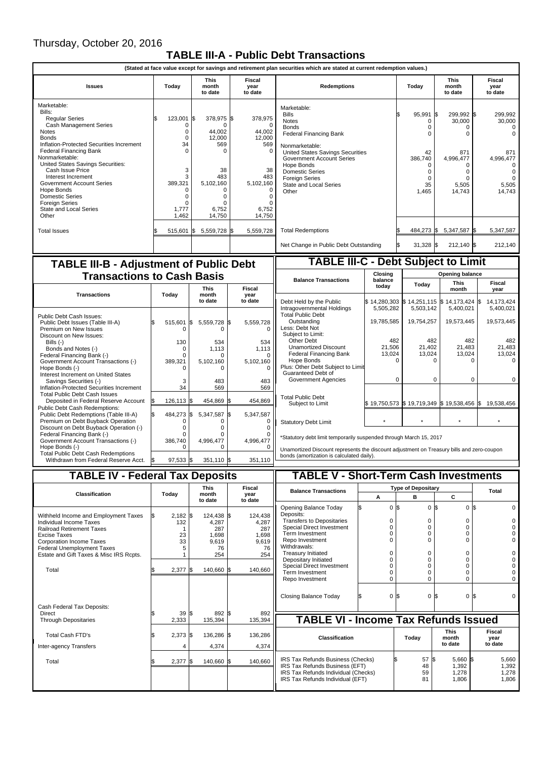Thursday, October 20, 2016

# TABLE III-A - Public Debt Transactions

(Stated at face value except for savings and retirement plan securities which are stated at current redemption values.)

| Issues | Today | This month to date | Fiscal year to date |
|---|---|---|---|
| Marketable: | | | |
| Bills: | | | |
| Regular Series | $ 123,001 | $ 378,975 | $ 378,975 |
| Cash Management Series | 0 | 0 | 0 |
| Notes | 0 | 44,002 | 44,002 |
| Bonds | 0 | 12,000 | 12,000 |
| Inflation-Protected Securities Increment | 34 | 569 | 569 |
| Federal Financing Bank | 0 | 0 | 0 |
| Nonmarketable: | | | |
| United States Savings Securities: | | | |
| Cash Issue Price | 3 | 38 | 38 |
| Interest Increment | 3 | 483 | 483 |
| Government Account Series | 389,321 | 5,102,160 | 5,102,160 |
| Hope Bonds | 0 | 0 | 0 |
| Domestic Series | 0 | 0 | 0 |
| Foreign Series | 0 | 0 | 0 |
| State and Local Series | 1,777 | 6,752 | 6,752 |
| Other | 1,462 | 14,750 | 14,750 |
| Total Issues | $ 515,601 | $ 5,559,728 | $ 5,559,728 |

| Redemptions | Today | This month to date | Fiscal year to date |
|---|---|---|---|
| Marketable: | | | |
| Bills | $ 95,991 | $ 299,992 | $ 299,992 |
| Notes | 0 | 30,000 | 30,000 |
| Bonds | 0 | 0 | 0 |
| Federal Financing Bank | 0 | 0 | 0 |
| Nonmarketable: | | | |
| United States Savings Securities | 42 | 871 | 871 |
| Government Account Series | 386,740 | 4,996,477 | 4,996,477 |
| Hope Bonds | 0 | 0 | 0 |
| Domestic Series | 0 | 0 | 0 |
| Foreign Series | 0 | 0 | 0 |
| State and Local Series | 35 | 5,505 | 5,505 |
| Other | 1,465 | 14,743 | 14,743 |
| Total Redemptions | $ 484,273 | $ 5,347,587 | $ 5,347,587 |
| Net Change in Public Debt Outstanding | $ 31,328 | $ 212,140 | $ 212,140 |

# TABLE III-B - Adjustment of Public Debt Transactions to Cash Basis

| Transactions | Today | This month to date | Fiscal year to date |
|---|---|---|---|
| Public Debt Cash Issues: | | | |
| Public Debt Issues (Table III-A) | $ 515,601 | $ 5,559,728 | $ 5,559,728 |
| Premium on New Issues | 0 | 0 | 0 |
| Discount on New Issues: | | | |
| Bills (-) | 130 | 534 | 534 |
| Bonds and Notes (-) | 0 | 1,113 | 1,113 |
| Federal Financing Bank (-) | 0 | 0 | 0 |
| Government Account Transactions (-) | 389,321 | 5,102,160 | 5,102,160 |
| Hope Bonds (-) | 0 | 0 | 0 |
| Interest Increment on United States Savings Securities (-) | 3 | 483 | 483 |
| Inflation-Protected Securities Increment | 34 | 569 | 569 |
| Total Public Debt Cash Issues Deposited in Federal Reserve Account | $ 126,113 | $ 454,869 | $ 454,869 |
| Public Debt Cash Redemptions: | | | |
| Public Debt Redemptions (Table III-A) | $ 484,273 | $ 5,347,587 | $ 5,347,587 |
| Premium on Debt Buyback Operation | 0 | 0 | 0 |
| Discount on Debt Buyback Operation (-) | 0 | 0 | 0 |
| Federal Financing Bank (-) | 0 | 0 | 0 |
| Government Account Transactions (-) | 386,740 | 4,996,477 | 4,996,477 |
| Hope Bonds (-) | 0 | 0 | 0 |
| Total Public Debt Cash Redemptions Withdrawn from Federal Reserve Acct. | $ 97,533 | $ 351,110 | $ 351,110 |

# TABLE III-C - Debt Subject to Limit

| Balance Transactions | Closing balance today | Opening balance Today | Opening balance This month | Opening balance Fiscal year |
|---|---|---|---|---|
| Debt Held by the Public | $ 14,280,303 | $ 14,251,115 | $ 14,173,424 | $ 14,173,424 |
| Intragovernmental Holdings | 5,505,282 | 5,503,142 | 5,400,021 | 5,400,021 |
| Total Public Debt Outstanding | 19,785,585 | 19,754,257 | 19,573,445 | 19,573,445 |
| Less: Debt Not Subject to Limit: | | | | |
| Other Debt | 482 | 482 | 482 | 482 |
| Unamortized Discount | 21,506 | 21,402 | 21,483 | 21,483 |
| Federal Financing Bank | 13,024 | 13,024 | 13,024 | 13,024 |
| Hope Bonds | 0 | 0 | 0 | 0 |
| Plus: Other Debt Subject to Limit | | | | |
| Guaranteed Debt of Government Agencies | 0 | 0 | 0 | 0 |
| Total Public Debt Subject to Limit | $ 19,750,573 | $ 19,719,349 | $ 19,538,456 | $ 19,538,456 |
| Statutory Debt Limit | * | * | * | * |

*Statutory debt limit temporarily suspended through March 15, 2017

Unamortized Discount represents the discount adjustment on Treasury bills and zero-coupon bonds (amortization is calculated daily).

# TABLE IV - Federal Tax Deposits

| Classification | Today | This month to date | Fiscal year to date |
|---|---|---|---|
| Withheld Income and Employment Taxes | $ 2,182 | $ 124,438 | $ 124,438 |
| Individual Income Taxes | 132 | 4,287 | 4,287 |
| Railroad Retirement Taxes | 1 | 287 | 287 |
| Excise Taxes | 23 | 1,698 | 1,698 |
| Corporation Income Taxes | 33 | 9,619 | 9,619 |
| Federal Unemployment Taxes | 5 | 76 | 76 |
| Estate and Gift Taxes & Misc IRS Rcpts. | 1 | 254 | 254 |
| Total | $ 2,377 | $ 140,660 | $ 140,660 |
| Cash Federal Tax Deposits: | | | |
| Direct | $ 39 | $ 892 | $ 892 |
| Through Depositaries | 2,333 | 135,394 | 135,394 |
| Total Cash FTD's | $ 2,373 | $ 136,286 | $ 136,286 |
| Inter-agency Transfers | 4 | 4,374 | 4,374 |
| Total | $ 2,377 | $ 140,660 | $ 140,660 |

# TABLE V - Short-Term Cash Investments

| Balance Transactions | Type of Depositary A | Type of Depositary B | Type of Depositary C | Total |
|---|---|---|---|---|
| Opening Balance Today | $ 0 | $ 0 | $ 0 | $ 0 |
| Deposits: | | | | |
| Transfers to Depositaries | 0 | 0 | 0 | 0 |
| Special Direct Investment | 0 | 0 | 0 | 0 |
| Term Investment | 0 | 0 | 0 | 0 |
| Repo Investment | 0 | 0 | 0 | 0 |
| Withdrawals: | | | | |
| Treasury Initiated | 0 | 0 | 0 | 0 |
| Depositary Initiated | 0 | 0 | 0 | 0 |
| Special Direct Investment | 0 | 0 | 0 | 0 |
| Term Investment | 0 | 0 | 0 | 0 |
| Repo Investment | 0 | 0 | 0 | 0 |
| Closing Balance Today | $ 0 | $ 0 | $ 0 | $ 0 |

# TABLE VI - Income Tax Refunds Issued

| Classification | Today | This month to date | Fiscal year to date |
|---|---|---|---|
| IRS Tax Refunds Business (Checks) | $ 57 | $ 5,660 | $ 5,660 |
| IRS Tax Refunds Business (EFT) | 48 | 1,392 | 1,392 |
| IRS Tax Refunds Individual (Checks) | 59 | 1,278 | 1,278 |
| IRS Tax Refunds Individual (EFT) | 81 | 1,806 | 1,806 |